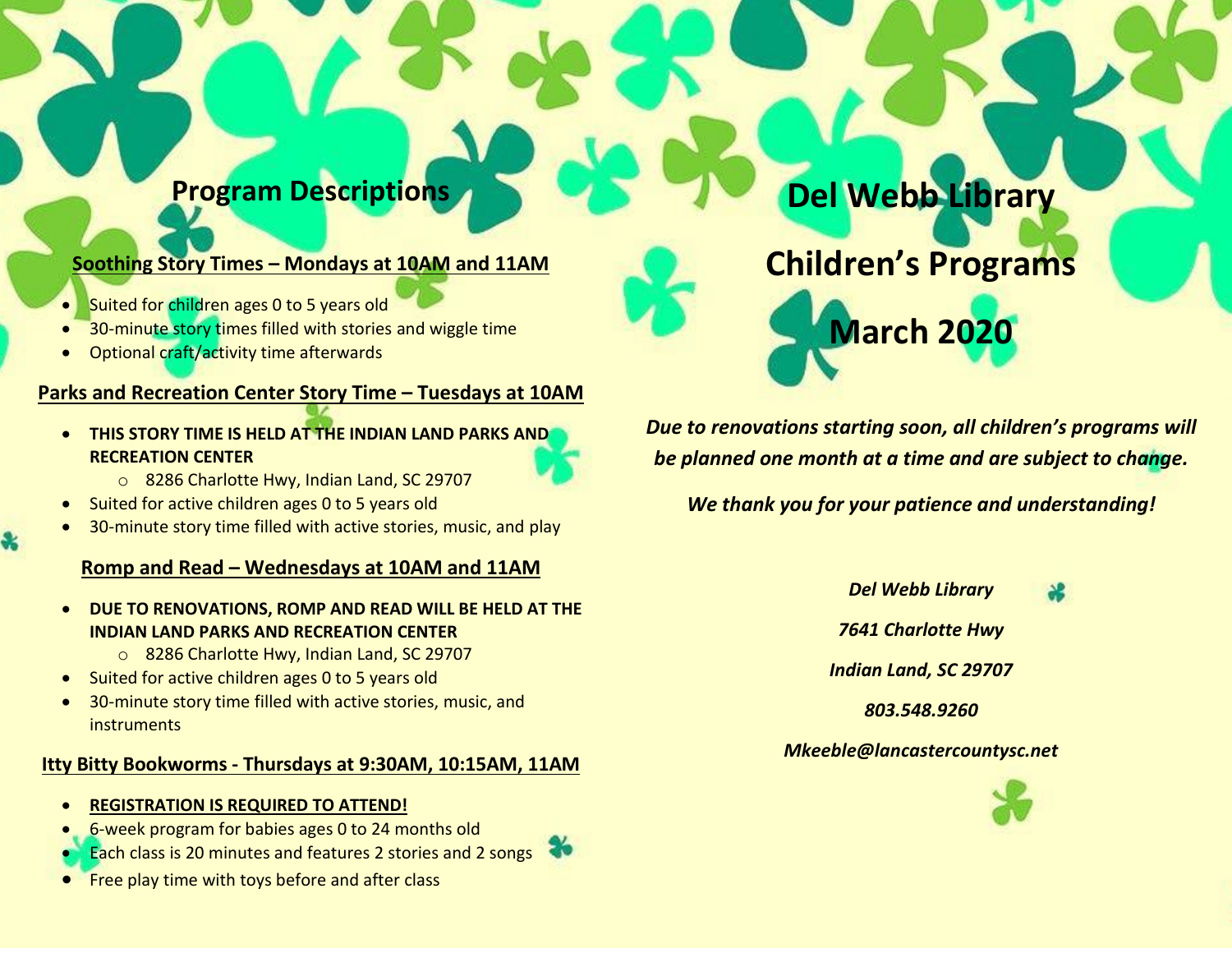## Program Descriptions

### Soothing Story Times – Mondays at 10AM and 11AM

- Suited for children ages 0 to 5 years old
- 30-minute story times filled with stories and wiggle time
- Optional craft/activity time afterwards

### Parks and Recreation Center Story Time – Tuesdays at 10AM

- **THIS STORY TIME IS HELD AT THE INDIAN LAND PARKS AND RECREATION CENTER**
  - 8286 Charlotte Hwy, Indian Land, SC 29707
- Suited for active children ages 0 to 5 years old
- 30-minute story time filled with active stories, music, and play

### Romp and Read – Wednesdays at 10AM and 11AM

- **DUE TO RENOVATIONS, ROMP AND READ WILL BE HELD AT THE INDIAN LAND PARKS AND RECREATION CENTER**
  - 8286 Charlotte Hwy, Indian Land, SC 29707
- Suited for active children ages 0 to 5 years old
- 30-minute story time filled with active stories, music, and instruments

### Itty Bitty Bookworms - Thursdays at 9:30AM, 10:15AM, 11AM

- **REGISTRATION IS REQUIRED TO ATTEND!**
- 6-week program for babies ages 0 to 24 months old
- Each class is 20 minutes and features 2 stories and 2 songs
- Free play time with toys before and after class

# Del Webb Library

# Children's Programs

# March 2020

***Due to renovations starting soon, all children's programs will be planned one month at a time and are subject to change.***

***We thank you for your patience and understanding!***

***Del Webb Library***

***7641 Charlotte Hwy***

***Indian Land, SC 29707***

***803.548.9260***

***Mkeeble@lancastercountysc.net***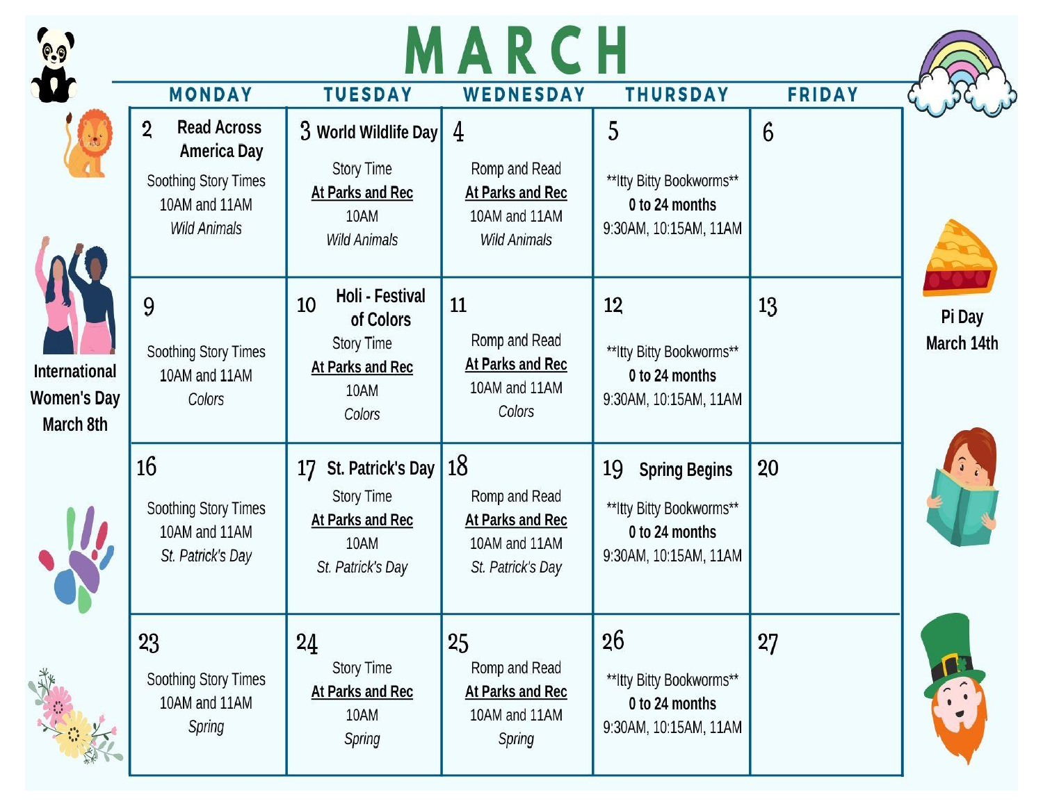# MARCH

| MONDAY | TUESDAY | WEDNESDAY | THURSDAY | FRIDAY |
|---|---|---|---|---|
| 2 **Read Across America Day**<br>Soothing Story Times<br>10AM and 11AM<br>*Wild Animals* | 3 **World Wildlife Day**<br>Story Time<br>**At Parks and Rec**<br>10AM<br>*Wild Animals* | 4<br>Romp and Read<br>**At Parks and Rec**<br>10AM and 11AM<br>*Wild Animals* | 5<br>**Itty Bitty Bookworms**<br>**0 to 24 months**<br>9:30AM, 10:15AM, 11AM | 6 |
| 9<br>Soothing Story Times<br>10AM and 11AM<br>*Colors* | 10 **Holi - Festival of Colors**<br>Story Time<br>**At Parks and Rec**<br>10AM<br>*Colors* | 11<br>Romp and Read<br>**At Parks and Rec**<br>10AM and 11AM<br>*Colors* | 12<br>**Itty Bitty Bookworms**<br>**0 to 24 months**<br>9:30AM, 10:15AM, 11AM | 13 |
| 16<br>Soothing Story Times<br>10AM and 11AM<br>*St. Patrick's Day* | 17 **St. Patrick's Day**<br>Story Time<br>**At Parks and Rec**<br>10AM<br>*St. Patrick's Day* | 18<br>Romp and Read<br>**At Parks and Rec**<br>10AM and 11AM<br>*St. Patrick's Day* | 19 **Spring Begins**<br>**Itty Bitty Bookworms**<br>**0 to 24 months**<br>9:30AM, 10:15AM, 11AM | 20 |
| 23<br>Soothing Story Times<br>10AM and 11AM<br>*Spring* | 24<br>Story Time<br>**At Parks and Rec**<br>10AM<br>*Spring* | 25<br>Romp and Read<br>**At Parks and Rec**<br>10AM and 11AM<br>*Spring* | 26<br>**Itty Bitty Bookworms**<br>**0 to 24 months**<br>9:30AM, 10:15AM, 11AM | 27 |

**International Women's Day March 8th**

**Pi Day March 14th**